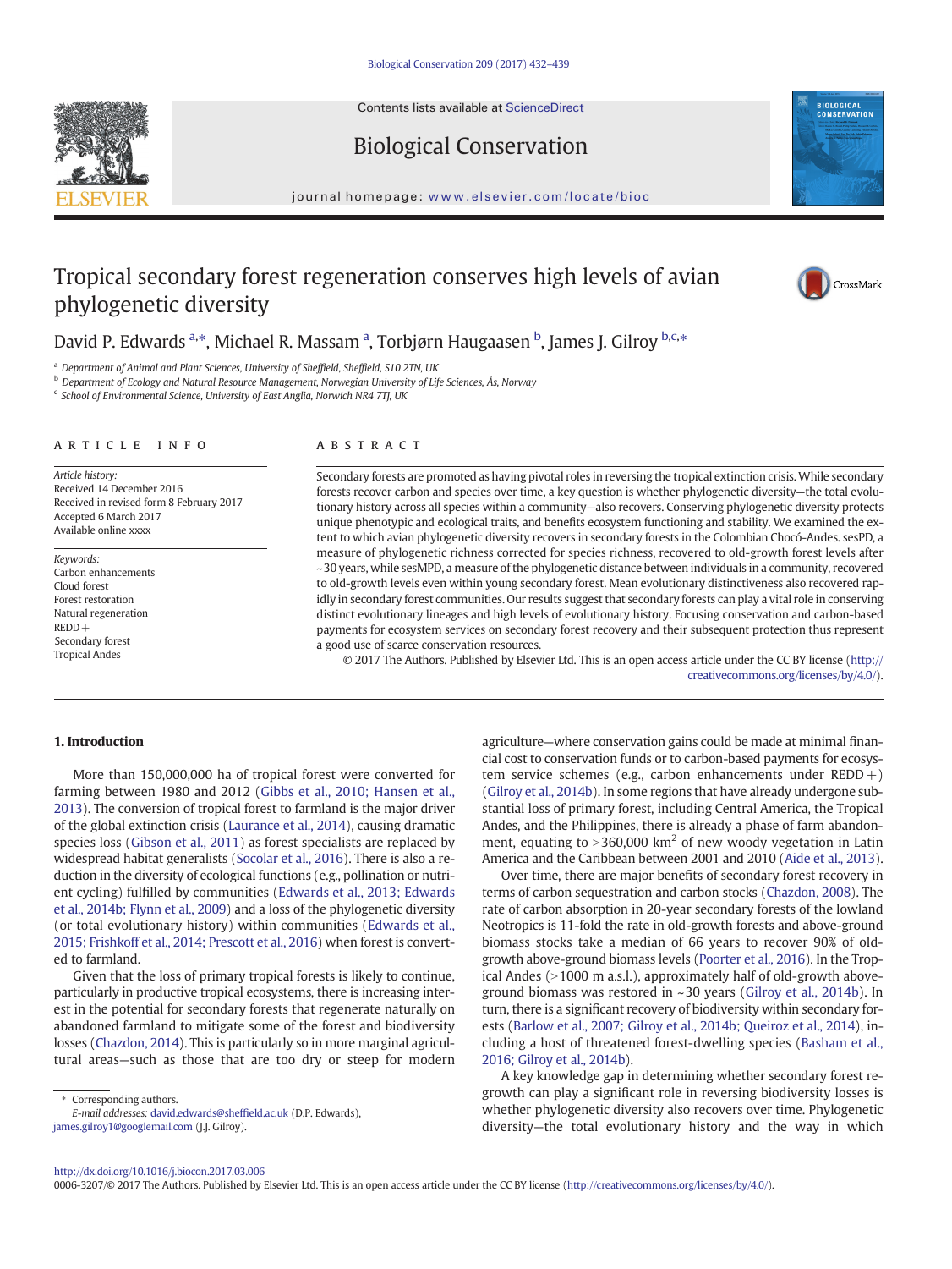# Tropical secondary forest regeneration conserves high levels of avian phylogenetic diversity

David P. Edwards [a,*], Michael R. Massam [a], Torbjørn Haugaasen [b], James J. Gilroy [b,c,*]

[a] Department of Animal and Plant Sciences, University of Sheffield, Sheffield, S10 2TN, UK
[b] Department of Ecology and Natural Resource Management, Norwegian University of Life Sciences, Ås, Norway
[c] School of Environmental Science, University of East Anglia, Norwich NR4 7TJ, UK

## ARTICLE INFO

*Article history:*
Received 14 December 2016
Received in revised form 8 February 2017
Accepted 6 March 2017
Available online xxxx

*Keywords:*
Carbon enhancements
Cloud forest
Forest restoration
Natural regeneration
REDD+
Secondary forest
Tropical Andes

## ABSTRACT

Secondary forests are promoted as having pivotal roles in reversing the tropical extinction crisis. While secondary forests recover carbon and species over time, a key question is whether phylogenetic diversity—the total evolutionary history across all species within a community—also recovers. Conserving phylogenetic diversity protects unique phenotypic and ecological traits, and benefits ecosystem functioning and stability. We examined the extent to which avian phylogenetic diversity recovers in secondary forests in the Colombian Chocó-Andes. sesPD, a measure of phylogenetic richness corrected for species richness, recovered to old-growth forest levels after ~30 years, while sesMPD, a measure of the phylogenetic distance between individuals in a community, recovered to old-growth levels even within young secondary forest. Mean evolutionary distinctiveness also recovered rapidly in secondary forest communities. Our results suggest that secondary forests can play a vital role in conserving distinct evolutionary lineages and high levels of evolutionary history. Focusing conservation and carbon-based payments for ecosystem services on secondary forest recovery and their subsequent protection thus represent a good use of scarce conservation resources.

© 2017 The Authors. Published by Elsevier Ltd. This is an open access article under the CC BY license (http://creativecommons.org/licenses/by/4.0/).

## 1. Introduction

More than 150,000,000 ha of tropical forest were converted for farming between 1980 and 2012 (Gibbs et al., 2010; Hansen et al., 2013). The conversion of tropical forest to farmland is the major driver of the global extinction crisis (Laurance et al., 2014), causing dramatic species loss (Gibson et al., 2011) as forest specialists are replaced by widespread habitat generalists (Socolar et al., 2016). There is also a reduction in the diversity of ecological functions (e.g., pollination or nutrient cycling) fulfilled by communities (Edwards et al., 2013; Edwards et al., 2014b; Flynn et al., 2009) and a loss of the phylogenetic diversity (or total evolutionary history) within communities (Edwards et al., 2015; Frishkoff et al., 2014; Prescott et al., 2016) when forest is converted to farmland.

Given that the loss of primary tropical forests is likely to continue, particularly in productive tropical ecosystems, there is increasing interest in the potential for secondary forests that regenerate naturally on abandoned farmland to mitigate some of the forest and biodiversity losses (Chazdon, 2014). This is particularly so in more marginal agricultural areas—such as those that are too dry or steep for modern agriculture—where conservation gains could be made at minimal financial cost to conservation funds or to carbon-based payments for ecosystem service schemes (e.g., carbon enhancements under REDD+) (Gilroy et al., 2014b). In some regions that have already undergone substantial loss of primary forest, including Central America, the Tropical Andes, and the Philippines, there is already a phase of farm abandonment, equating to >360,000 km$^2$ of new woody vegetation in Latin America and the Caribbean between 2001 and 2010 (Aide et al., 2013).

Over time, there are major benefits of secondary forest recovery in terms of carbon sequestration and carbon stocks (Chazdon, 2008). The rate of carbon absorption in 20-year secondary forests of the lowland Neotropics is 11-fold the rate in old-growth forests and above-ground biomass stocks take a median of 66 years to recover 90% of old-growth above-ground biomass levels (Poorter et al., 2016). In the Tropical Andes (>1000 m a.s.l.), approximately half of old-growth above-ground biomass was restored in ~30 years (Gilroy et al., 2014b). In turn, there is a significant recovery of biodiversity within secondary forests (Barlow et al., 2007; Gilroy et al., 2014b; Queiroz et al., 2014), including a host of threatened forest-dwelling species (Basham et al., 2016; Gilroy et al., 2014b).

A key knowledge gap in determining whether secondary forest regrowth can play a significant role in reversing biodiversity losses is whether phylogenetic diversity also recovers over time. Phylogenetic diversity—the total evolutionary history and the way in which

* Corresponding authors.
E-mail addresses: david.edwards@sheffield.ac.uk (D.P. Edwards), james.gilroy1@googlemail.com (J.J. Gilroy).

http://dx.doi.org/10.1016/j.biocon.2017.03.006
0006-3207/© 2017 The Authors. Published by Elsevier Ltd. This is an open access article under the CC BY license (http://creativecommons.org/licenses/by/4.0/).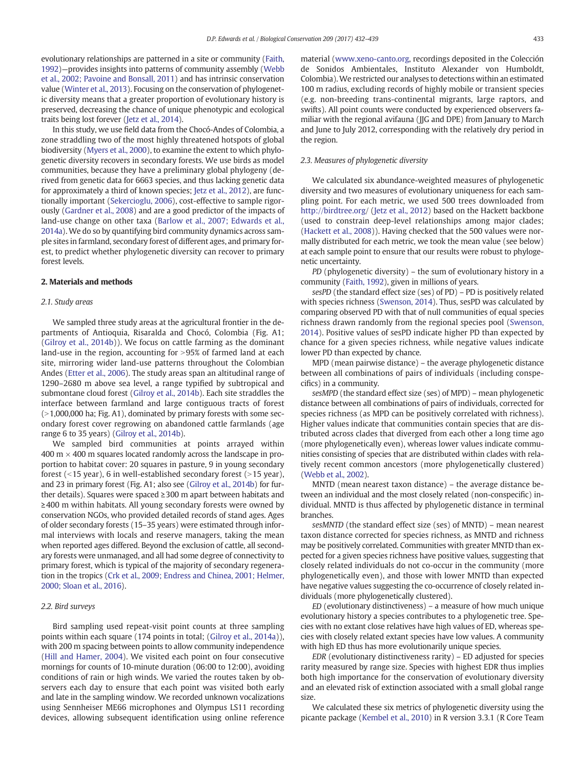evolutionary relationships are patterned in a site or community (Faith, 1992)—provides insights into patterns of community assembly (Webb et al., 2002; Pavoine and Bonsall, 2011) and has intrinsic conservation value (Winter et al., 2013). Focusing on the conservation of phylogenetic diversity means that a greater proportion of evolutionary history is preserved, decreasing the chance of unique phenotypic and ecological traits being lost forever (Jetz et al., 2014).

In this study, we use field data from the Chocó-Andes of Colombia, a zone straddling two of the most highly threatened hotspots of global biodiversity (Myers et al., 2000), to examine the extent to which phylogenetic diversity recovers in secondary forests. We use birds as model communities, because they have a preliminary global phylogeny (derived from genetic data for 6663 species, and thus lacking genetic data for approximately a third of known species; Jetz et al., 2012), are functionally important (Sekercioglu, 2006), cost-effective to sample rigorously (Gardner et al., 2008) and are a good predictor of the impacts of land-use change on other taxa (Barlow et al., 2007; Edwards et al., 2014a). We do so by quantifying bird community dynamics across sample sites in farmland, secondary forest of different ages, and primary forest, to predict whether phylogenetic diversity can recover to primary forest levels.

## 2. Materials and methods

### 2.1. Study areas

We sampled three study areas at the agricultural frontier in the departments of Antioquia, Risaralda and Chocó, Colombia (Fig. A1; (Gilroy et al., 2014b)). We focus on cattle farming as the dominant land-use in the region, accounting for >95% of farmed land at each site, mirroring wider land-use patterns throughout the Colombian Andes (Etter et al., 2006). The study areas span an altitudinal range of 1290–2680 m above sea level, a range typified by subtropical and submontane cloud forest (Gilroy et al., 2014b). Each site straddles the interface between farmland and large contiguous tracts of forest (>1,000,000 ha; Fig. A1), dominated by primary forests with some secondary forest cover regrowing on abandoned cattle farmlands (age range 6 to 35 years) (Gilroy et al., 2014b).

We sampled bird communities at points arrayed within 400 m × 400 m squares located randomly across the landscape in proportion to habitat cover: 20 squares in pasture, 9 in young secondary forest (<15 year), 6 in well-established secondary forest (>15 year), and 23 in primary forest (Fig. A1; also see (Gilroy et al., 2014b) for further details). Squares were spaced ≥300 m apart between habitats and ≥400 m within habitats. All young secondary forests were owned by conservation NGOs, who provided detailed records of stand ages. Ages of older secondary forests (15–35 years) were estimated through informal interviews with locals and reserve managers, taking the mean when reported ages differed. Beyond the exclusion of cattle, all secondary forests were unmanaged, and all had some degree of connectivity to primary forest, which is typical of the majority of secondary regeneration in the tropics (Crk et al., 2009; Endress and Chinea, 2001; Helmer, 2000; Sloan et al., 2016).

### 2.2. Bird surveys

Bird sampling used repeat-visit point counts at three sampling points within each square (174 points in total; (Gilroy et al., 2014a)), with 200 m spacing between points to allow community independence (Hill and Hamer, 2004). We visited each point on four consecutive mornings for counts of 10-minute duration (06:00 to 12:00), avoiding conditions of rain or high winds. We varied the routes taken by observers each day to ensure that each point was visited both early and late in the sampling window. We recorded unknown vocalizations using Sennheiser ME66 microphones and Olympus LS11 recording devices, allowing subsequent identification using online reference material (www.xeno-canto.org, recordings deposited in the Colección de Sonidos Ambientales, Instituto Alexander von Humboldt, Colombia). We restricted our analyses to detections within an estimated 100 m radius, excluding records of highly mobile or transient species (e.g. non-breeding trans-continental migrants, large raptors, and swifts). All point counts were conducted by experienced observers familiar with the regional avifauna (JJG and DPE) from January to March and June to July 2012, corresponding with the relatively dry period in the region.

### 2.3. Measures of phylogenetic diversity

We calculated six abundance-weighted measures of phylogenetic diversity and two measures of evolutionary uniqueness for each sampling point. For each metric, we used 500 trees downloaded from http://birdtree.org/ (Jetz et al., 2012) based on the Hackett backbone (used to constrain deep-level relationships among major clades; (Hackett et al., 2008)). Having checked that the 500 values were normally distributed for each metric, we took the mean value (see below) at each sample point to ensure that our results were robust to phylogenetic uncertainty.

*PD* (phylogenetic diversity) – the sum of evolutionary history in a community (Faith, 1992), given in millions of years.

*sesPD* (the standard effect size (ses) of PD) – PD is positively related with species richness (Swenson, 2014). Thus, sesPD was calculated by comparing observed PD with that of null communities of equal species richness drawn randomly from the regional species pool (Swenson, 2014). Positive values of sesPD indicate higher PD than expected by chance for a given species richness, while negative values indicate lower PD than expected by chance.

MPD (mean pairwise distance) – the average phylogenetic distance between all combinations of pairs of individuals (including conspecifics) in a community.

*sesMPD* (the standard effect size (ses) of MPD) – mean phylogenetic distance between all combinations of pairs of individuals, corrected for species richness (as MPD can be positively correlated with richness). Higher values indicate that communities contain species that are distributed across clades that diverged from each other a long time ago (more phylogenetically even), whereas lower values indicate communities consisting of species that are distributed within clades with relatively recent common ancestors (more phylogenetically clustered) (Webb et al., 2002).

MNTD (mean nearest taxon distance) – the average distance between an individual and the most closely related (non-conspecific) individual. MNTD is thus affected by phylogenetic distance in terminal branches.

*sesMNTD* (the standard effect size (ses) of MNTD) – mean nearest taxon distance corrected for species richness, as MNTD and richness may be positively correlated. Communities with greater MNTD than expected for a given species richness have positive values, suggesting that closely related individuals do not co-occur in the community (more phylogenetically even), and those with lower MNTD than expected have negative values suggesting the co-occurrence of closely related individuals (more phylogenetically clustered).

*ED* (evolutionary distinctiveness) – a measure of how much unique evolutionary history a species contributes to a phylogenetic tree. Species with no extant close relatives have high values of ED, whereas species with closely related extant species have low values. A community with high ED thus has more evolutionarily unique species.

*EDR* (evolutionary distinctiveness rarity) – ED adjusted for species rarity measured by range size. Species with highest EDR thus implies both high importance for the conservation of evolutionary diversity and an elevated risk of extinction associated with a small global range size.

We calculated these six metrics of phylogenetic diversity using the picante package (Kembel et al., 2010) in R version 3.3.1 (R Core Team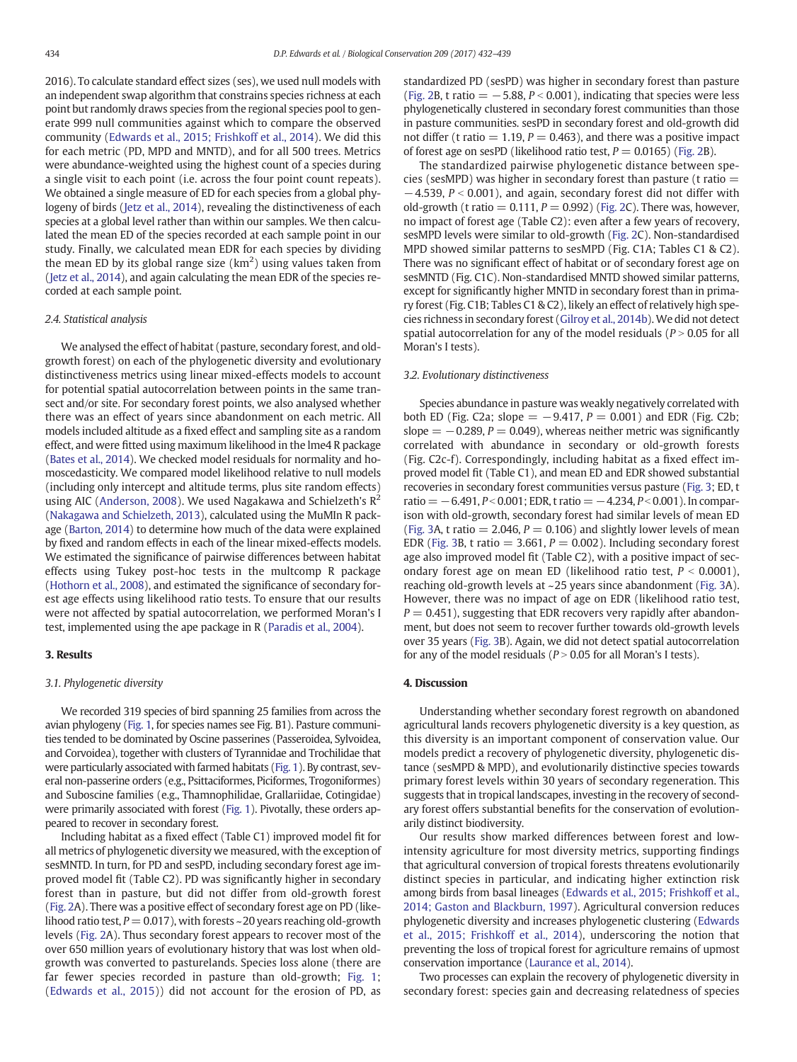2016). To calculate standard effect sizes (ses), we used null models with an independent swap algorithm that constrains species richness at each point but randomly draws species from the regional species pool to generate 999 null communities against which to compare the observed community (Edwards et al., 2015; Frishkoff et al., 2014). We did this for each metric (PD, MPD and MNTD), and for all 500 trees. Metrics were abundance-weighted using the highest count of a species during a single visit to each point (i.e. across the four point count repeats). We obtained a single measure of ED for each species from a global phylogeny of birds (Jetz et al., 2014), revealing the distinctiveness of each species at a global level rather than within our samples. We then calculated the mean ED of the species recorded at each sample point in our study. Finally, we calculated mean EDR for each species by dividing the mean ED by its global range size ($km^2$) using values taken from (Jetz et al., 2014), and again calculating the mean EDR of the species recorded at each sample point.

### 2.4. Statistical analysis

We analysed the effect of habitat (pasture, secondary forest, and old-growth forest) on each of the phylogenetic diversity and evolutionary distinctiveness metrics using linear mixed-effects models to account for potential spatial autocorrelation between points in the same transect and/or site. For secondary forest points, we also analysed whether there was an effect of years since abandonment on each metric. All models included altitude as a fixed effect and sampling site as a random effect, and were fitted using maximum likelihood in the lme4 R package (Bates et al., 2014). We checked model residuals for normality and homoscedasticity. We compared model likelihood relative to null models (including only intercept and altitude terms, plus site random effects) using AIC (Anderson, 2008). We used Nagakawa and Schielzeth's $R^2$ (Nakagawa and Schielzeth, 2013), calculated using the MuMIn R package (Barton, 2014) to determine how much of the data were explained by fixed and random effects in each of the linear mixed-effects models. We estimated the significance of pairwise differences between habitat effects using Tukey post-hoc tests in the multcomp R package (Hothorn et al., 2008), and estimated the significance of secondary forest age effects using likelihood ratio tests. To ensure that our results were not affected by spatial autocorrelation, we performed Moran's I test, implemented using the ape package in R (Paradis et al., 2004).

## 3. Results

### 3.1. Phylogenetic diversity

We recorded 319 species of bird spanning 25 families from across the avian phylogeny (Fig. 1, for species names see Fig. B1). Pasture communities tended to be dominated by Oscine passerines (Passeroidea, Sylvoidea, and Corvoidea), together with clusters of Tyrannidae and Trochilidae that were particularly associated with farmed habitats (Fig. 1). By contrast, several non-passerine orders (e.g., Psittaciformes, Piciformes, Trogoniformes) and Suboscine families (e.g., Thamnophilidae, Grallariidae, Cotingidae) were primarily associated with forest (Fig. 1). Pivotally, these orders appeared to recover in secondary forest.

Including habitat as a fixed effect (Table C1) improved model fit for all metrics of phylogenetic diversity we measured, with the exception of sesMNTD. In turn, for PD and sesPD, including secondary forest age improved model fit (Table C2). PD was significantly higher in secondary forest than in pasture, but did not differ from old-growth forest (Fig. 2A). There was a positive effect of secondary forest age on PD (likelihood ratio test, $P = 0.017$), with forests ~20 years reaching old-growth levels (Fig. 2A). Thus secondary forest appears to recover most of the over 650 million years of evolutionary history that was lost when old-growth was converted to pasturelands. Species loss alone (there are far fewer species recorded in pasture than old-growth; Fig. 1; (Edwards et al., 2015)) did not account for the erosion of PD, as standardized PD (sesPD) was higher in secondary forest than pasture (Fig. 2B, t ratio $= -5.88$, $P < 0.001$), indicating that species were less phylogenetically clustered in secondary forest communities than those in pasture communities. sesPD in secondary forest and old-growth did not differ (t ratio $= 1.19$, $P = 0.463$), and there was a positive impact of forest age on sesPD (likelihood ratio test, $P = 0.0165$) (Fig. 2B).

The standardized pairwise phylogenetic distance between species (sesMPD) was higher in secondary forest than pasture (t ratio $= -4.539$, $P < 0.001$), and again, secondary forest did not differ with old-growth (t ratio $= 0.111$, $P = 0.992$) (Fig. 2C). There was, however, no impact of forest age (Table C2): even after a few years of recovery, sesMPD levels were similar to old-growth (Fig. 2C). Non-standardised MPD showed similar patterns to sesMPD (Fig. C1A; Tables C1 & C2). There was no significant effect of habitat or of secondary forest age on sesMNTD (Fig. C1C). Non-standardised MNTD showed similar patterns, except for significantly higher MNTD in secondary forest than in primary forest (Fig. C1B; Tables C1 & C2), likely an effect of relatively high species richness in secondary forest (Gilroy et al., 2014b). We did not detect spatial autocorrelation for any of the model residuals ($P > 0.05$ for all Moran's I tests).

### 3.2. Evolutionary distinctiveness

Species abundance in pasture was weakly negatively correlated with both ED (Fig. C2a; slope $= -9.417$, $P = 0.001$) and EDR (Fig. C2b; slope $= -0.289$, $P = 0.049$), whereas neither metric was significantly correlated with abundance in secondary or old-growth forests (Fig. C2c-f). Correspondingly, including habitat as a fixed effect improved model fit (Table C1), and mean ED and EDR showed substantial recoveries in secondary forest communities versus pasture (Fig. 3; ED, t ratio $= -6.491$, $P < 0.001$; EDR, t ratio $= -4.234$, $P < 0.001$). In comparison with old-growth, secondary forest had similar levels of mean ED (Fig. 3A, t ratio $= 2.046$, $P = 0.106$) and slightly lower levels of mean EDR (Fig. 3B, t ratio $= 3.661$, $P = 0.002$). Including secondary forest age also improved model fit (Table C2), with a positive impact of secondary forest age on mean ED (likelihood ratio test, $P < 0.0001$), reaching old-growth levels at ~25 years since abandonment (Fig. 3A). However, there was no impact of age on EDR (likelihood ratio test, $P = 0.451$), suggesting that EDR recovers very rapidly after abandonment, but does not seem to recover further towards old-growth levels over 35 years (Fig. 3B). Again, we did not detect spatial autocorrelation for any of the model residuals ($P > 0.05$ for all Moran's I tests).

## 4. Discussion

Understanding whether secondary forest regrowth on abandoned agricultural lands recovers phylogenetic diversity is a key question, as this diversity is an important component of conservation value. Our models predict a recovery of phylogenetic diversity, phylogenetic distance (sesMPD & MPD), and evolutionarily distinctive species towards primary forest levels within 30 years of secondary regeneration. This suggests that in tropical landscapes, investing in the recovery of secondary forest offers substantial benefits for the conservation of evolutionarily distinct biodiversity.

Our results show marked differences between forest and low-intensity agriculture for most diversity metrics, supporting findings that agricultural conversion of tropical forests threatens evolutionarily distinct species in particular, and indicating higher extinction risk among birds from basal lineages (Edwards et al., 2015; Frishkoff et al., 2014; Gaston and Blackburn, 1997). Agricultural conversion reduces phylogenetic diversity and increases phylogenetic clustering (Edwards et al., 2015; Frishkoff et al., 2014), underscoring the notion that preventing the loss of tropical forest for agriculture remains of upmost conservation importance (Laurance et al., 2014).

Two processes can explain the recovery of phylogenetic diversity in secondary forest: species gain and decreasing relatedness of species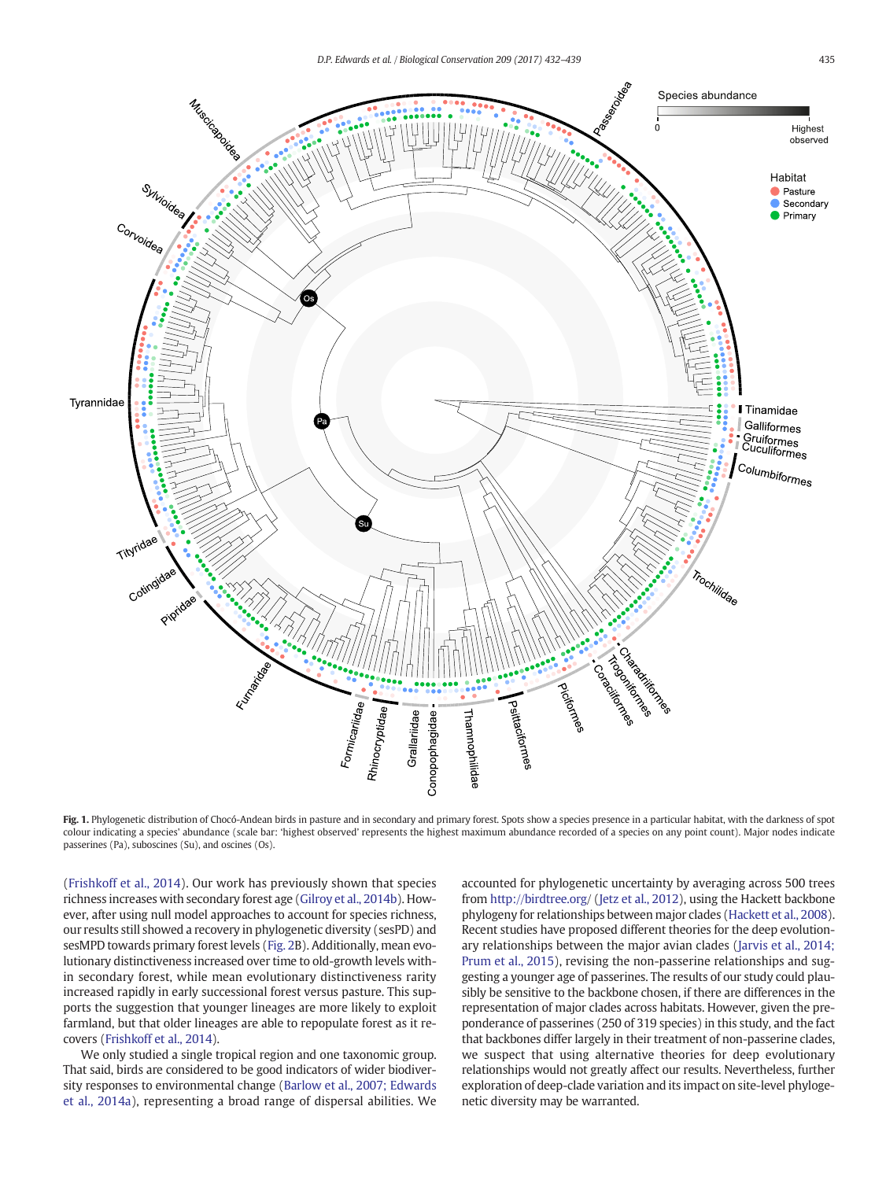**Fig. 1.** Phylogenetic distribution of Chocó-Andean birds in pasture and in secondary and primary forest. Spots show a species presence in a particular habitat, with the darkness of spot colour indicating a species' abundance (scale bar: 'highest observed' represents the highest maximum abundance recorded of a species on any point count). Major nodes indicate passerines (Pa), suboscines (Su), and oscines (Os).

(Frishkoff et al., 2014). Our work has previously shown that species richness increases with secondary forest age (Gilroy et al., 2014b). However, after using null model approaches to account for species richness, our results still showed a recovery in phylogenetic diversity (sesPD) and sesMPD towards primary forest levels (Fig. 2B). Additionally, mean evolutionary distinctiveness increased over time to old-growth levels within secondary forest, while mean evolutionary distinctiveness rarity increased rapidly in early successional forest versus pasture. This supports the suggestion that younger lineages are more likely to exploit farmland, but that older lineages are able to repopulate forest as it recovers (Frishkoff et al., 2014).

We only studied a single tropical region and one taxonomic group. That said, birds are considered to be good indicators of wider biodiversity responses to environmental change (Barlow et al., 2007; Edwards et al., 2014a), representing a broad range of dispersal abilities. We accounted for phylogenetic uncertainty by averaging across 500 trees from http://birdtree.org/ (Jetz et al., 2012), using the Hackett backbone phylogeny for relationships between major clades (Hackett et al., 2008). Recent studies have proposed different theories for the deep evolutionary relationships between the major avian clades (Jarvis et al., 2014; Prum et al., 2015), revising the non-passerine relationships and suggesting a younger age of passerines. The results of our study could plausibly be sensitive to the backbone chosen, if there are differences in the representation of major clades across habitats. However, given the preponderance of passerines (250 of 319 species) in this study, and the fact that backbones differ largely in their treatment of non-passerine clades, we suspect that using alternative theories for deep evolutionary relationships would not greatly affect our results. Nevertheless, further exploration of deep-clade variation and its impact on site-level phylogenetic diversity may be warranted.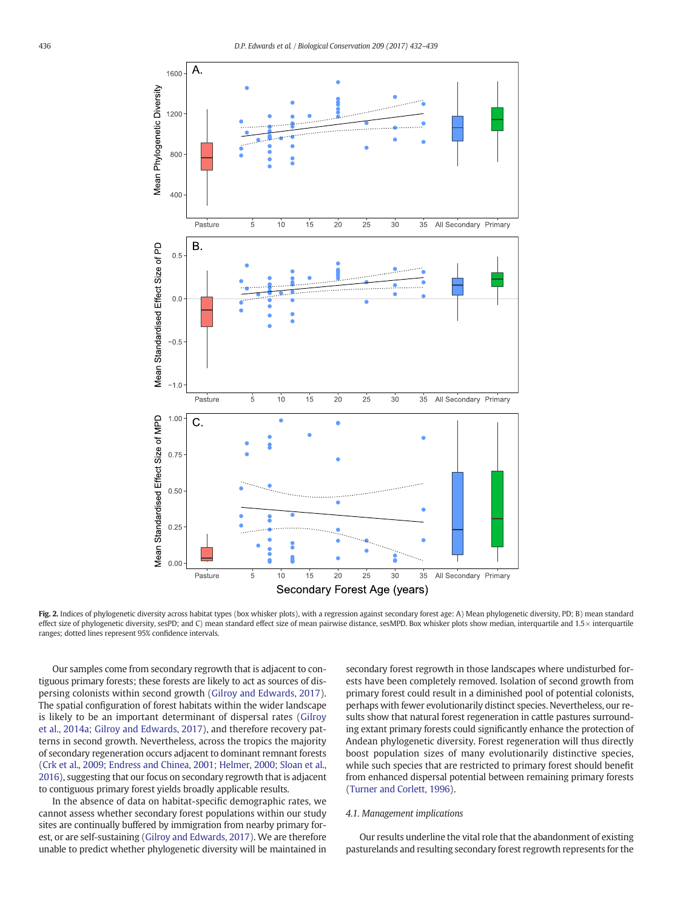Fig. 2. Indices of phylogenetic diversity across habitat types (box whisker plots), with a regression against secondary forest age: A) Mean phylogenetic diversity, PD; B) mean standard effect size of phylogenetic diversity, sesPD; and C) mean standard effect size of mean pairwise distance, sesMPD. Box whisker plots show median, interquartile and 1.5× interquartile ranges; dotted lines represent 95% confidence intervals.

Our samples come from secondary regrowth that is adjacent to contiguous primary forests; these forests are likely to act as sources of dispersing colonists within second growth (Gilroy and Edwards, 2017). The spatial configuration of forest habitats within the wider landscape is likely to be an important determinant of dispersal rates (Gilroy et al., 2014a; Gilroy and Edwards, 2017), and therefore recovery patterns in second growth. Nevertheless, across the tropics the majority of secondary regeneration occurs adjacent to dominant remnant forests (Crk et al., 2009; Endress and Chinea, 2001; Helmer, 2000; Sloan et al., 2016), suggesting that our focus on secondary regrowth that is adjacent to contiguous primary forest yields broadly applicable results.

In the absence of data on habitat-specific demographic rates, we cannot assess whether secondary forest populations within our study sites are continually buffered by immigration from nearby primary forest, or are self-sustaining (Gilroy and Edwards, 2017). We are therefore unable to predict whether phylogenetic diversity will be maintained in secondary forest regrowth in those landscapes where undisturbed forests have been completely removed. Isolation of second growth from primary forest could result in a diminished pool of potential colonists, perhaps with fewer evolutionarily distinct species. Nevertheless, our results show that natural forest regeneration in cattle pastures surrounding extant primary forests could significantly enhance the protection of Andean phylogenetic diversity. Forest regeneration will thus directly boost population sizes of many evolutionarily distinctive species, while such species that are restricted to primary forest should benefit from enhanced dispersal potential between remaining primary forests (Turner and Corlett, 1996).

### 4.1. Management implications

Our results underline the vital role that the abandonment of existing pasturelands and resulting secondary forest regrowth represents for the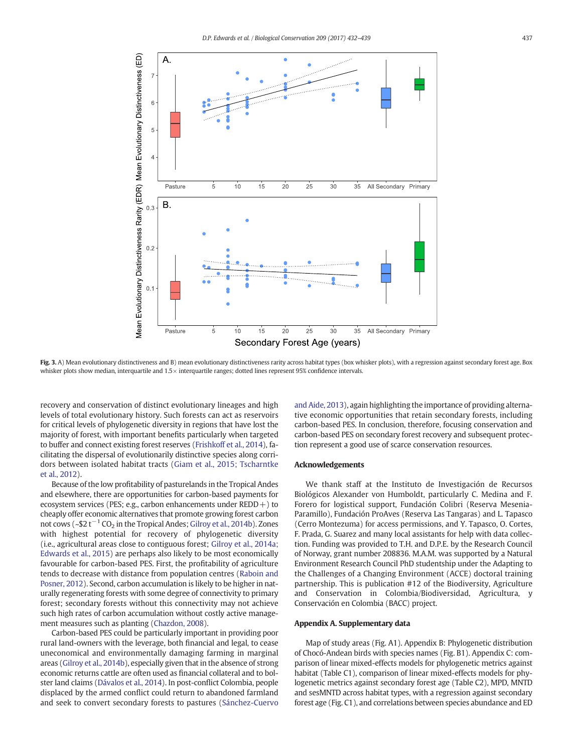Fig. 3. A) Mean evolutionary distinctiveness and B) mean evolutionary distinctiveness rarity across habitat types (box whisker plots), with a regression against secondary forest age. Box whisker plots show median, interquartile and 1.5× interquartile ranges; dotted lines represent 95% confidence intervals.

recovery and conservation of distinct evolutionary lineages and high levels of total evolutionary history. Such forests can act as reservoirs for critical levels of phylogenetic diversity in regions that have lost the majority of forest, with important benefits particularly when targeted to buffer and connect existing forest reserves (Frishkoff et al., 2014), facilitating the dispersal of evolutionarily distinctive species along corridors between isolated habitat tracts (Giam et al., 2015; Tscharntke et al., 2012).

Because of the low profitability of pasturelands in the Tropical Andes and elsewhere, there are opportunities for carbon-based payments for ecosystem services (PES; e.g., carbon enhancements under REDD+) to cheaply offer economic alternatives that promote growing forest carbon not cows (~\$2 $t^{-1}$ $CO_2$ in the Tropical Andes; Gilroy et al., 2014b). Zones with highest potential for recovery of phylogenetic diversity (i.e., agricultural areas close to contiguous forest; Gilroy et al., 2014a; Edwards et al., 2015) are perhaps also likely to be most economically favourable for carbon-based PES. First, the profitability of agriculture tends to decrease with distance from population centres (Raboin and Posner, 2012). Second, carbon accumulation is likely to be higher in naturally regenerating forests with some degree of connectivity to primary forest; secondary forests without this connectivity may not achieve such high rates of carbon accumulation without costly active management measures such as planting (Chazdon, 2008).

Carbon-based PES could be particularly important in providing poor rural land-owners with the leverage, both financial and legal, to cease uneconomical and environmentally damaging farming in marginal areas (Gilroy et al., 2014b), especially given that in the absence of strong economic returns cattle are often used as financial collateral and to bolster land claims (Dávalos et al., 2014). In post-conflict Colombia, people displaced by the armed conflict could return to abandoned farmland and seek to convert secondary forests to pastures (Sánchez-Cuervo and Aide, 2013), again highlighting the importance of providing alternative economic opportunities that retain secondary forests, including carbon-based PES. In conclusion, therefore, focusing conservation and carbon-based PES on secondary forest recovery and subsequent protection represent a good use of scarce conservation resources.

## Acknowledgements

We thank staff at the Instituto de Investigación de Recursos Biológicos Alexander von Humboldt, particularly C. Medina and F. Forero for logistical support, Fundación Colibri (Reserva Mesenia-Paramillo), Fundación ProAves (Reserva Las Tangaras) and L. Tapasco (Cerro Montezuma) for access permissions, and Y. Tapasco, O. Cortes, F. Prada, G. Suarez and many local assistants for help with data collection. Funding was provided to T.H. and D.P.E. by the Research Council of Norway, grant number 208836. M.A.M. was supported by a Natural Environment Research Council PhD studentship under the Adapting to the Challenges of a Changing Environment (ACCE) doctoral training partnership. This is publication #12 of the Biodiversity, Agriculture and Conservation in Colombia/Biodiversidad, Agricultura, y Conservación en Colombia (BACC) project.

## Appendix A. Supplementary data

Map of study areas (Fig. A1). Appendix B: Phylogenetic distribution of Chocó-Andean birds with species names (Fig. B1). Appendix C: comparison of linear mixed-effects models for phylogenetic metrics against habitat (Table C1), comparison of linear mixed-effects models for phylogenetic metrics against secondary forest age (Table C2), MPD, MNTD and sesMNTD across habitat types, with a regression against secondary forest age (Fig. C1), and correlations between species abundance and ED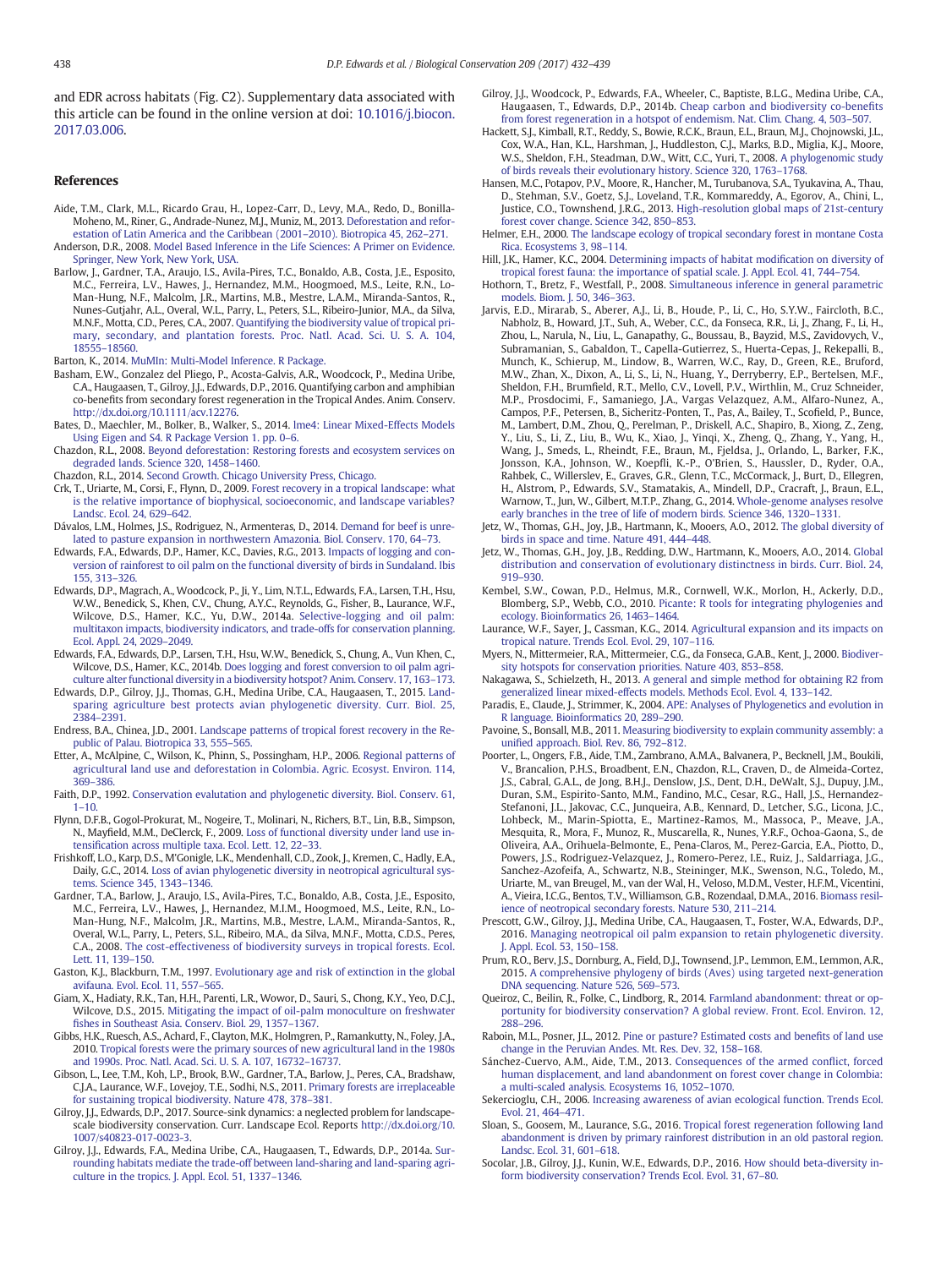and EDR across habitats (Fig. C2). Supplementary data associated with this article can be found in the online version at doi: 10.1016/j.biocon.2017.03.006.

## References

Aide, T.M., Clark, M.L., Ricardo Grau, H., Lopez-Carr, D., Levy, M.A., Redo, D., Bonilla-Moheno, M., Riner, G., Andrade-Nunez, M.J., Muniz, M., 2013. Deforestation and reforestation of Latin America and the Caribbean (2001–2010). Biotropica 45, 262–271.

Anderson, D.R., 2008. Model Based Inference in the Life Sciences: A Primer on Evidence. Springer, New York, New York, USA.

Barlow, J., Gardner, T.A., Araujo, I.S., Avila-Pires, T.C., Bonaldo, A.B., Costa, J.E., Esposito, M.C., Ferreira, L.V., Hawes, J., Hernandez, M.M., Hoogmoed, M.S., Leite, R.N., Lo-Man-Hung, N.F., Malcolm, J.R., Martins, M.B., Mestre, L.A.M., Miranda-Santos, R., Nunes-Gutjahr, A.L., Overal, W.L., Parry, L., Peters, S.L., Ribeiro-Junior, M.A., da Silva, M.N.F., Motta, C.D., Peres, C.A., 2007. Quantifying the biodiversity value of tropical primary, secondary, and plantation forests. Proc. Natl. Acad. Sci. U. S. A. 104, 18555–18560.

Barton, K., 2014. MuMIn: Multi-Model Inference. R Package.

Basham, E.W., Gonzalez del Pliego, P., Acosta-Galvis, A.R., Woodcock, P., Medina Uribe, C.A., Haugaasen, T., Gilroy, J.J., Edwards, D.P., 2016. Quantifying carbon and amphibian co-benefits from secondary forest regeneration in the Tropical Andes. Anim. Conserv. http://dx.doi.org/10.1111/acv.12276.

Bates, D., Maechler, M., Bolker, B., Walker, S., 2014. lme4: Linear Mixed-Effects Models Using Eigen and S4. R Package Version 1. pp. 0–6.

Chazdon, R.L., 2008. Beyond deforestation: Restoring forests and ecosystem services on degraded lands. Science 320, 1458–1460.

Chazdon, R.L., 2014. Second Growth. Chicago University Press, Chicago.

Crk, T., Uriarte, M., Corsi, F., Flynn, D., 2009. Forest recovery in a tropical landscape: what is the relative importance of biophysical, socioeconomic, and landscape variables? Landsc. Ecol. 24, 629–642.

Dávalos, L.M., Holmes, J.S., Rodriguez, N., Armenteras, D., 2014. Demand for beef is unrelated to pasture expansion in northwestern Amazonia. Biol. Conserv. 170, 64–73.

Edwards, F.A., Edwards, D.P., Hamer, K.C., Davies, R.G., 2013. Impacts of logging and conversion of rainforest to oil palm on the functional diversity of birds in Sundaland. Ibis 155, 313–326.

Edwards, D.P., Magrach, A., Woodcock, P., Ji, Y., Lim, N.T.L., Edwards, F.A., Larsen, T.H., Hsu, W.W., Benedick, S., Khen, C.V., Chung, A.Y.C., Reynolds, G., Fisher, B., Laurance, W.F., Wilcove, D.S., Hamer, K.C., Yu, D.W., 2014a. Selective-logging and oil palm: multitaxon impacts, biodiversity indicators, and trade-offs for conservation planning. Ecol. Appl. 24, 2029–2049.

Edwards, F.A., Edwards, D.P., Larsen, T.H., Hsu, W.W., Benedick, S., Chung, A., Vun Khen, C., Wilcove, D.S., Hamer, K.C., 2014b. Does logging and forest conversion to oil palm agriculture alter functional diversity in a biodiversity hotspot? Anim. Conserv. 17, 163–173.

Edwards, D.P., Gilroy, J.J., Thomas, G.H., Medina Uribe, C.A., Haugaasen, T., 2015. Land-sparing agriculture best protects avian phylogenetic diversity. Curr. Biol. 25, 2384–2391.

Endress, B.A., Chinea, J.D., 2001. Landscape patterns of tropical forest recovery in the Republic of Palau. Biotropica 33, 555–565.

Etter, A., McAlpine, C., Wilson, K., Phinn, S., Possingham, H.P., 2006. Regional patterns of agricultural land use and deforestation in Colombia. Agric. Ecosyst. Environ. 114, 369–386.

Faith, D.P., 1992. Conservation evalutation and phylogenetic diversity. Biol. Conserv. 61, 1–10.

Flynn, D.F.B., Gogol-Prokurat, M., Nogeire, T., Molinari, N., Richers, B.T., Lin, B.B., Simpson, N., Mayfield, M.M., DeClerck, F., 2009. Loss of functional diversity under land use intensification across multiple taxa. Ecol. Lett. 12, 22–33.

Frishkoff, L.O., Karp, D.S., M'Gonigle, L.K., Mendenhall, C.D., Zook, J., Kremen, C., Hadly, E.A., Daily, G.C., 2014. Loss of avian phylogenetic diversity in neotropical agricultural systems. Science 345, 1343–1346.

Gardner, T.A., Barlow, J., Araujo, I.S., Avila-Pires, T.C., Bonaldo, A.B., Costa, J.E., Esposito, M.C., Ferreira, L.V., Hawes, J., Hernandez, M.I.M., Hoogmoed, M.S., Leite, R.N., Lo-Man-Hung, N.F., Malcolm, J.R., Martins, M.B., Mestre, L.A.M., Miranda-Santos, R., Overal, W.L., Parry, L., Peters, S.L., Ribeiro, M.A., da Silva, M.N.F., Motta, C.D.S., Peres, C.A., 2008. The cost-effectiveness of biodiversity surveys in tropical forests. Ecol. Lett. 11, 139–150.

Gaston, K.J., Blackburn, T.M., 1997. Evolutionary age and risk of extinction in the global avifauna. Evol. Ecol. 11, 557–565.

Giam, X., Hadiaty, R.K., Tan, H.H., Parenti, L.R., Wowor, D., Sauri, S., Chong, K.Y., Yeo, D.C.J., Wilcove, D.S., 2015. Mitigating the impact of oil-palm monoculture on freshwater fishes in Southeast Asia. Conserv. Biol. 29, 1357–1367.

Gibbs, H.K., Ruesch, A.S., Achard, F., Clayton, M.K., Holmgren, P., Ramankutty, N., Foley, J.A., 2010. Tropical forests were the primary sources of new agricultural land in the 1980s and 1990s. Proc. Natl. Acad. Sci. U. S. A. 107, 16732–16737.

Gibson, L., Lee, T.M., Koh, L.P., Brook, B.W., Gardner, T.A., Barlow, J., Peres, C.A., Bradshaw, C.J.A., Laurance, W.F., Lovejoy, T.E., Sodhi, N.S., 2011. Primary forests are irreplaceable for sustaining tropical biodiversity. Nature 478, 378–381.

Gilroy, J.J., Edwards, D.P., 2017. Source-sink dynamics: a neglected problem for landscape-scale biodiversity conservation. Curr. Landscape Ecol. Reports http://dx.doi.org/10.1007/s40823-017-0023-3.

Gilroy, J.J., Edwards, F.A., Medina Uribe, C.A., Haugaasen, T., Edwards, D.P., 2014a. Surrounding habitats mediate the trade-off between land-sharing and land-sparing agriculture in the tropics. J. Appl. Ecol. 51, 1337–1346.

Gilroy, J.J., Woodcock, P., Edwards, F.A., Wheeler, C., Baptiste, B.L.G., Medina Uribe, C.A., Haugaasen, T., Edwards, D.P., 2014b. Cheap carbon and biodiversity co-benefits from forest regeneration in a hotspot of endemism. Nat. Clim. Chang. 4, 503–507.

Hackett, S.J., Kimball, R.T., Reddy, S., Bowie, R.C.K., Braun, E.L., Braun, M.J., Chojnowski, J.L., Cox, W.A., Han, K.L., Harshman, J., Huddleston, C.J., Marks, B.D., Miglia, K.J., Moore, W.S., Sheldon, F.H., Steadman, D.W., Witt, C.C., Yuri, T., 2008. A phylogenomic study of birds reveals their evolutionary history. Science 320, 1763–1768.

Hansen, M.C., Potapov, P.V., Moore, R., Hancher, M., Turubanova, S.A., Tyukavina, A., Thau, D., Stehman, S.V., Goetz, S.J., Loveland, T.R., Kommareddy, A., Egorov, A., Chini, L., Justice, C.O., Townshend, J.R.G., 2013. High-resolution global maps of 21st-century forest cover change. Science 342, 850–853.

Helmer, E.H., 2000. The landscape ecology of tropical secondary forest in montane Costa Rica. Ecosystems 3, 98–114.

Hill, J.K., Hamer, K.C., 2004. Determining impacts of habitat modification on diversity of tropical forest fauna: the importance of spatial scale. J. Appl. Ecol. 41, 744–754.

Hothorn, T., Bretz, F., Westfall, P., 2008. Simultaneous inference in general parametric models. Biom. J. 50, 346–363.

Jarvis, E.D., Mirarab, S., Aberer, A.J., Li, B., Houde, P., Li, C., Ho, S.Y.W., Faircloth, B.C., Nabholz, B., Howard, J.T., Suh, A., Weber, C.C., da Fonseca, R.R., Li, J., Zhang, F., Li, H., Zhou, L., Narula, N., Liu, L., Ganapathy, G., Boussau, B., Bayzid, M.S., Zavidovych, V., Subramanian, S., Gabaldon, T., Capella-Gutierrez, S., Huerta-Cepas, J., Rekepalli, B., Munch, K., Schierup, M., Lindow, B., Warren, W.C., Ray, D., Green, R.E., Bruford, M.W., Zhan, X., Dixon, A., Li, S., Li, N., Huang, Y., Derryberry, E.P., Bertelsen, M.F., Sheldon, F.H., Brumfield, R.T., Mello, C.V., Lovell, P.V., Wirthlin, M., Cruz Schneider, M.P., Prosdocimi, F., Samaniego, J.A., Vargas Velazquez, A.M., Alfaro-Nunez, A., Campos, P.F., Petersen, B., Sicheritz-Ponten, T., Pas, A., Bailey, T., Scofield, P., Bunce, M., Lambert, D.M., Zhou, Q., Perelman, P., Driskell, A.C., Shapiro, B., Xiong, Z., Zeng, Y., Liu, S., Li, Z., Liu, B., Wu, K., Xiao, J., Yinqi, X., Zheng, Q., Zhang, Y., Yang, H., Wang, J., Smeds, L., Rheindt, F.E., Braun, M., Fjeldsa, J., Orlando, L., Barker, F.K., Jonsson, K.A., Johnson, W., Koepfli, K.-P., O'Brien, S., Haussler, D., Ryder, O.A., Rahbek, C., Willerslev, E., Graves, G.R., Glenn, T.C., McCormack, J., Burt, D., Ellegren, H., Alstrom, P., Edwards, S.V., Stamatakis, A., Mindell, D.P., Cracraft, J., Braun, E.L., Warnow, T., Jun, W., Gilbert, M.T.P., Zhang, G., 2014. Whole-genome analyses resolve early branches in the tree of life of modern birds. Science 346, 1320–1331.

Jetz, W., Thomas, G.H., Joy, J.B., Hartmann, K., Mooers, A.O., 2012. The global diversity of birds in space and time. Nature 491, 444–448.

Jetz, W., Thomas, G.H., Joy, J.B., Redding, D.W., Hartmann, K., Mooers, A.O., 2014. Global distribution and conservation of evolutionary distinctness in birds. Curr. Biol. 24, 919–930.

Kembel, S.W., Cowan, P.D., Helmus, M.R., Cornwell, W.K., Morlon, H., Ackerly, D.D., Blomberg, S.P., Webb, C.O., 2010. Picante: R tools for integrating phylogenies and ecology. Bioinformatics 26, 1463–1464.

Laurance, W.F., Sayer, J., Cassman, K.G., 2014. Agricultural expansion and its impacts on tropical nature. Trends Ecol. Evol. 29, 107–116.

Myers, N., Mittermeier, R.A., Mittermeier, C.G., da Fonseca, G.A.B., Kent, J., 2000. Biodiversity hotspots for conservation priorities. Nature 403, 853–858.

Nakagawa, S., Schielzeth, H., 2013. A general and simple method for obtaining R2 from generalized linear mixed-effects models. Methods Ecol. Evol. 4, 133–142.

Paradis, E., Claude, J., Strimmer, K., 2004. APE: Analyses of Phylogenetics and evolution in R language. Bioinformatics 20, 289–290.

Pavoine, S., Bonsall, M.B., 2011. Measuring biodiversity to explain community assembly: a unified approach. Biol. Rev. 86, 792–812.

Poorter, L., Ongers, F.B., Aide, T.M., Zambrano, A.M.A., Balvanera, P., Becknell, J.M., Boukili, V., Brancalion, P.H.S., Broadbent, E.N., Chazdon, R.L., Craven, D., de Almeida-Cortez, J.S., Cabral, G.A.L., de Jong, B.H.J., Denslow, J.S., Dent, D.H., DeWalt, S.J., Dupuy, J.M., Duran, S.M., Espirito-Santo, M.M., Fandino, M.C., Cesar, R.G., Hall, J.S., Hernandez-Stefanoni, J.L., Jakovac, C.C., Junqueira, A.B., Kennard, D., Letcher, S.G., Licona, J.C., Lohbeck, M., Marin-Spiotta, E., Martinez-Ramos, M., Massoca, P., Meave, J.A., Mesquita, R., Mora, F., Munoz, R., Muscarella, R., Nunes, Y.R.F., Ochoa-Gaona, S., de Oliveira, A.A., Orihuela-Belmonte, E., Pena-Claros, M., Perez-Garcia, E.A., Piotto, D., Powers, J.S., Rodriguez-Velazquez, J., Romero-Perez, I.E., Ruiz, J., Saldarriaga, J.G., Sanchez-Azofeifa, A., Schwartz, N.B., Steininger, M.K., Swenson, N.G., Toledo, M., Uriarte, M., van Breugel, M., van der Wal, H., Veloso, M.D.M., Vester, H.F.M., Vicentini, A., Vieira, I.C.G., Bentos, T.V., Williamson, G.B., Rozendaal, D.M.A., 2016. Biomass resilience of neotropical secondary forests. Nature 530, 211–214.

Prescott, G.W., Gilroy, J.J., Medina Uribe, C.A., Haugaasen, T., Foster, W.A., Edwards, D.P., 2016. Managing neotropical oil palm expansion to retain phylogenetic diversity. J. Appl. Ecol. 53, 150–158.

Prum, R.O., Berv, J.S., Dornburg, A., Field, D.J., Townsend, J.P., Lemmon, E.M., Lemmon, A.R., 2015. A comprehensive phylogeny of birds (Aves) using targeted next-generation DNA sequencing. Nature 526, 569–573.

Queiroz, C., Beilin, R., Folke, C., Lindborg, R., 2014. Farmland abandonment: threat or opportunity for biodiversity conservation? A global review. Front. Ecol. Environ. 12, 288–296.

Raboin, M.L., Posner, J.L., 2012. Pine or pasture? Estimated costs and benefits of land use change in the Peruvian Andes. Mt. Res. Dev. 32, 158–168.

Sánchez-Cuervo, A.M., Aide, T.M., 2013. Consequences of the armed conflict, forced human displacement, and land abandonment on forest cover change in Colombia: a multi-scaled analysis. Ecosystems 16, 1052–1070.

Sekercioglu, C.H., 2006. Increasing awareness of avian ecological function. Trends Ecol. Evol. 21, 464–471.

Sloan, S., Goosem, M., Laurance, S.G., 2016. Tropical forest regeneration following land abandonment is driven by primary rainforest distribution in an old pastoral region. Landsc. Ecol. 31, 601–618.

Socolar, J.B., Gilroy, J.J., Kunin, W.E., Edwards, D.P., 2016. How should beta-diversity inform biodiversity conservation? Trends Ecol. Evol. 31, 67–80.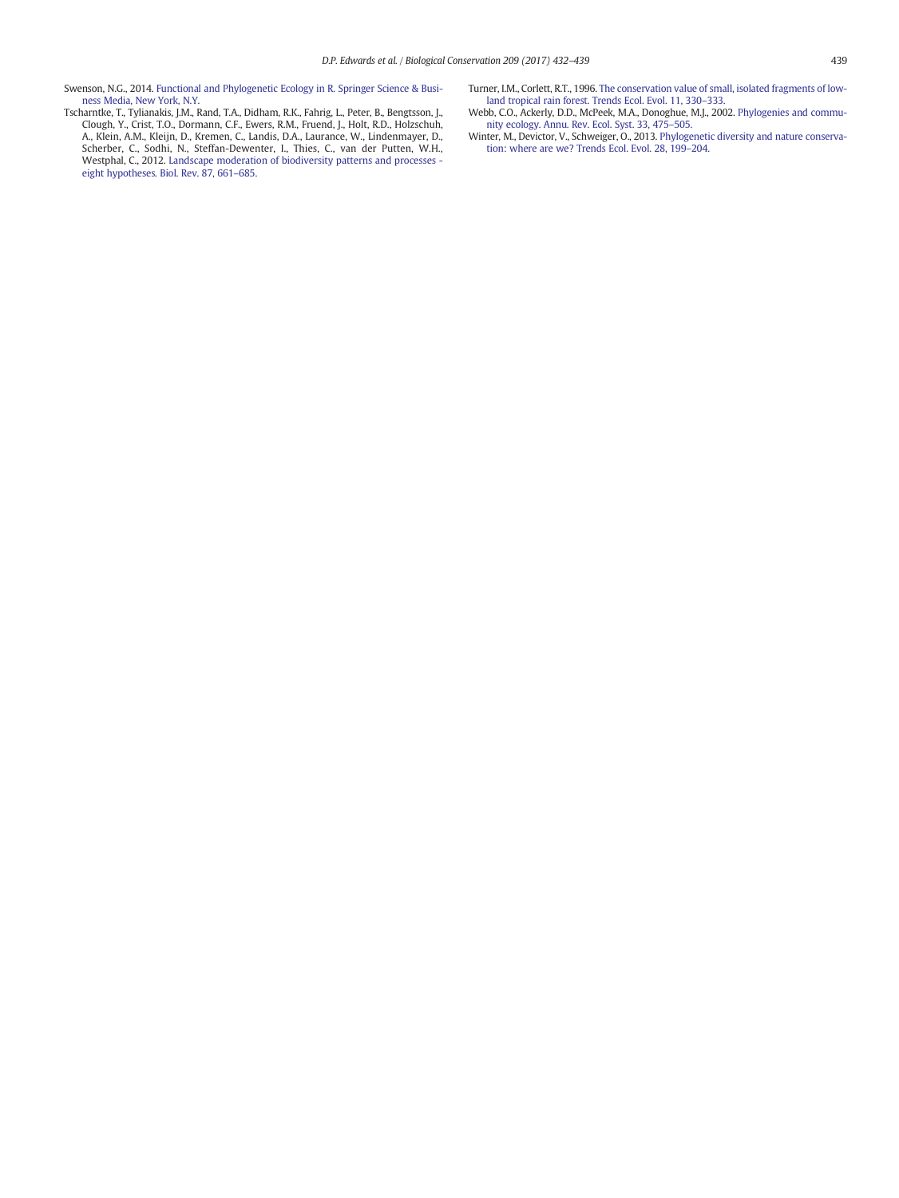Swenson, N.G., 2014. Functional and Phylogenetic Ecology in R. Springer Science & Business Media, New York, N.Y.

Tscharntke, T., Tylianakis, J.M., Rand, T.A., Didham, R.K., Fahrig, L., Peter, B., Bengtsson, J., Clough, Y., Crist, T.O., Dormann, C.F., Ewers, R.M., Fruend, J., Holt, R.D., Holzschuh, A., Klein, A.M., Kleijn, D., Kremen, C., Landis, D.A., Laurance, W., Lindenmayer, D., Scherber, C., Sodhi, N., Steffan-Dewenter, I., Thies, C., van der Putten, W.H., Westphal, C., 2012. Landscape moderation of biodiversity patterns and processes - eight hypotheses. Biol. Rev. 87, 661–685.

Turner, I.M., Corlett, R.T., 1996. The conservation value of small, isolated fragments of lowland tropical rain forest. Trends Ecol. Evol. 11, 330–333.

Webb, C.O., Ackerly, D.D., McPeek, M.A., Donoghue, M.J., 2002. Phylogenies and community ecology. Annu. Rev. Ecol. Syst. 33, 475–505.

Winter, M., Devictor, V., Schweiger, O., 2013. Phylogenetic diversity and nature conservation: where are we? Trends Ecol. Evol. 28, 199–204.